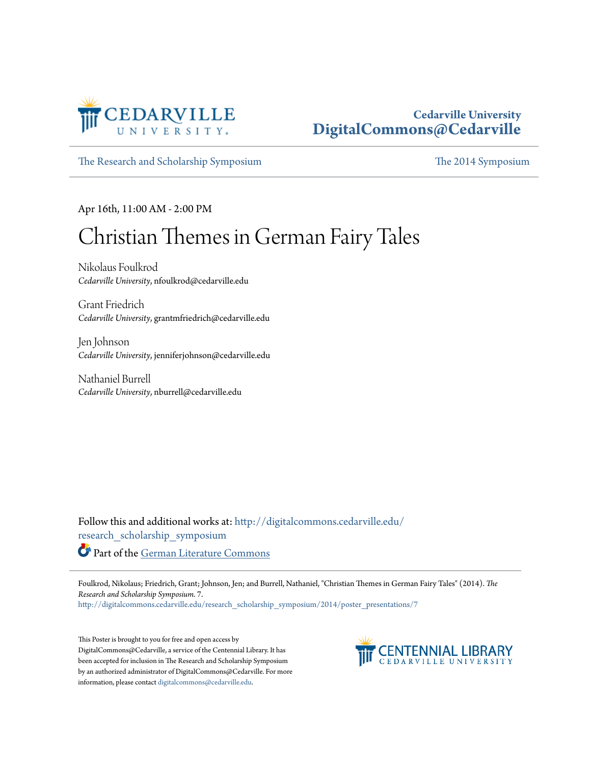Cedarville University
DigitalCommons@Cedarville

The Research and Scholarship Symposium | The 2014 Symposium

Apr 16th, 11:00 AM - 2:00 PM

# Christian Themes in German Fairy Tales

Nikolaus Foulkrod
*Cedarville University*, nfoulkrod@cedarville.edu

Grant Friedrich
*Cedarville University*, grantmfriedrich@cedarville.edu

Jen Johnson
*Cedarville University*, jenniferjohnson@cedarville.edu

Nathaniel Burrell
*Cedarville University*, nburrell@cedarville.edu

Follow this and additional works at: http://digitalcommons.cedarville.edu/research_scholarship_symposium

Part of the German Literature Commons

Foulkrod, Nikolaus; Friedrich, Grant; Johnson, Jen; and Burrell, Nathaniel, "Christian Themes in German Fairy Tales" (2014). *The Research and Scholarship Symposium*. 7.
http://digitalcommons.cedarville.edu/research_scholarship_symposium/2014/poster_presentations/7

This Poster is brought to you for free and open access by DigitalCommons@Cedarville, a service of the Centennial Library. It has been accepted for inclusion in The Research and Scholarship Symposium by an authorized administrator of DigitalCommons@Cedarville. For more information, please contact digitalcommons@cedarville.edu.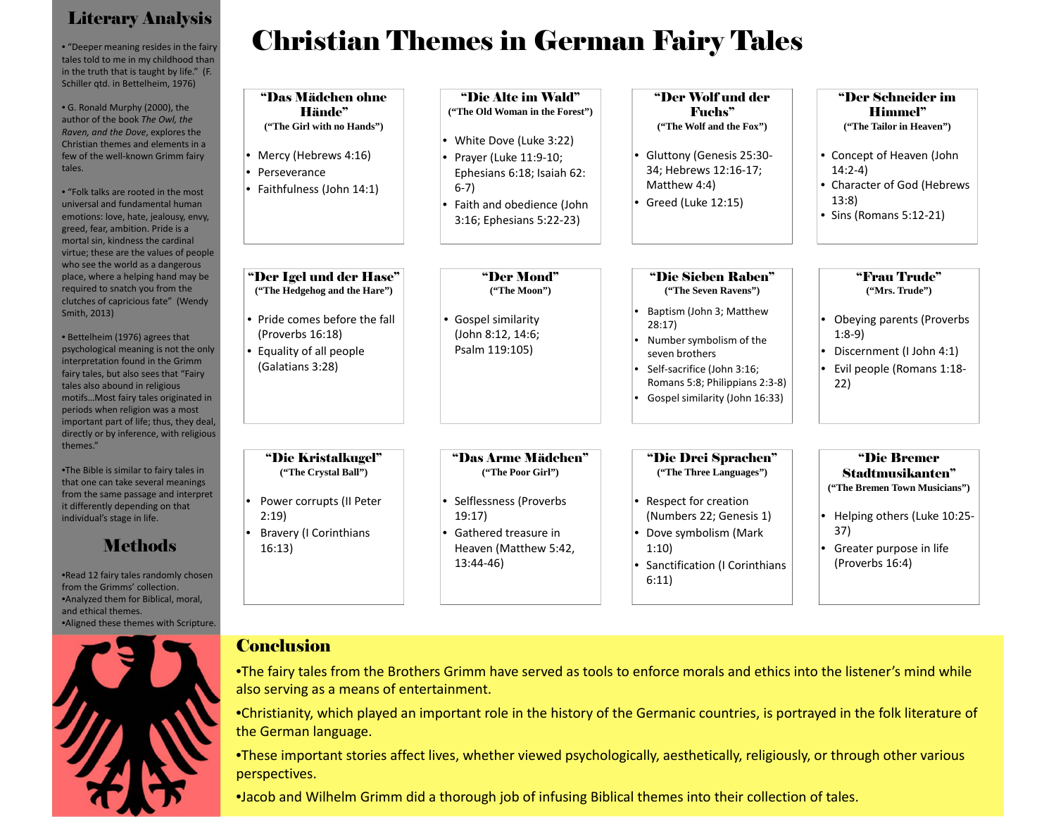# Christian Themes in German Fairy Tales

## Literary Analysis

• "Deeper meaning resides in the fairy tales told to me in my childhood than in the truth that is taught by life." (F. Schiller qtd. in Bettelheim, 1976)

• G. Ronald Murphy (2000), the author of the book *The Owl, the Raven, and the Dove*, explores the Christian themes and elements in a few of the well-known Grimm fairy tales.

• "Folk talks are rooted in the most universal and fundamental human emotions: love, hate, jealousy, envy, greed, fear, ambition. Pride is a mortal sin, kindness the cardinal virtue; these are the values of people who see the world as a dangerous place, where a helping hand may be required to snatch you from the clutches of capricious fate" (Wendy Smith, 2013)

• Bettelheim (1976) agrees that psychological meaning is not the only interpretation found in the Grimm fairy tales, but also sees that "Fairy tales also abound in religious motifs…Most fairy tales originated in periods when religion was a most important part of life; thus, they deal, directly or by inference, with religious themes."

•The Bible is similar to fairy tales in that one can take several meanings from the same passage and interpret it differently depending on that individual's stage in life.

## Methods

•Read 12 fairy tales randomly chosen from the Grimms' collection.
•Analyzed them for Biblical, moral, and ethical themes.
•Aligned these themes with Scripture.

### "Das Mädchen ohne Hände"
**("The Girl with no Hands")**

- Mercy (Hebrews 4:16)
- Perseverance
- Faithfulness (John 14:1)

### "Die Alte im Wald"
**("The Old Woman in the Forest")**

- White Dove (Luke 3:22)
- Prayer (Luke 11:9-10; Ephesians 6:18; Isaiah 62: 6-7)
- Faith and obedience (John 3:16; Ephesians 5:22-23)

### "Der Wolf und der Fuchs"
**("The Wolf and the Fox")**

- Gluttony (Genesis 25:30-34; Hebrews 12:16-17; Matthew 4:4)
- Greed (Luke 12:15)

### "Der Schneider im Himmel"
**("The Tailor in Heaven")**

- Concept of Heaven (John 14:2-4)
- Character of God (Hebrews 13:8)
- Sins (Romans 5:12-21)

### "Der Igel und der Hase"
**("The Hedgehog and the Hare")**

- Pride comes before the fall (Proverbs 16:18)
- Equality of all people (Galatians 3:28)

### "Der Mond"
**("The Moon")**

- Gospel similarity (John 8:12, 14:6; Psalm 119:105)

### "Die Sieben Raben"
**("The Seven Ravens")**

- Baptism (John 3; Matthew 28:17)
- Number symbolism of the seven brothers
- Self-sacrifice (John 3:16; Romans 5:8; Philippians 2:3-8)
- Gospel similarity (John 16:33)

### "Frau Trude"
**("Mrs. Trude")**

- Obeying parents (Proverbs 1:8-9)
- Discernment (I John 4:1)
- Evil people (Romans 1:18-22)

### "Die Kristalkugel"
**("The Crystal Ball")**

- Power corrupts (II Peter 2:19)
- Bravery (I Corinthians 16:13)

### "Das Arme Mädchen"
**("The Poor Girl")**

- Selflessness (Proverbs 19:17)
- Gathered treasure in Heaven (Matthew 5:42, 13:44-46)

### "Die Drei Sprachen"
**("The Three Languages")**

- Respect for creation (Numbers 22; Genesis 1)
- Dove symbolism (Mark 1:10)
- Sanctification (I Corinthians 6:11)

### "Die Bremer Stadtmusikanten"
**("The Bremen Town Musicians")**

- Helping others (Luke 10:25-37)
- Greater purpose in life (Proverbs 16:4)

## Conclusion

•The fairy tales from the Brothers Grimm have served as tools to enforce morals and ethics into the listener's mind while also serving as a means of entertainment.

•Christianity, which played an important role in the history of the Germanic countries, is portrayed in the folk literature of the German language.

•These important stories affect lives, whether viewed psychologically, aesthetically, religiously, or through other various perspectives.

•Jacob and Wilhelm Grimm did a thorough job of infusing Biblical themes into their collection of tales.